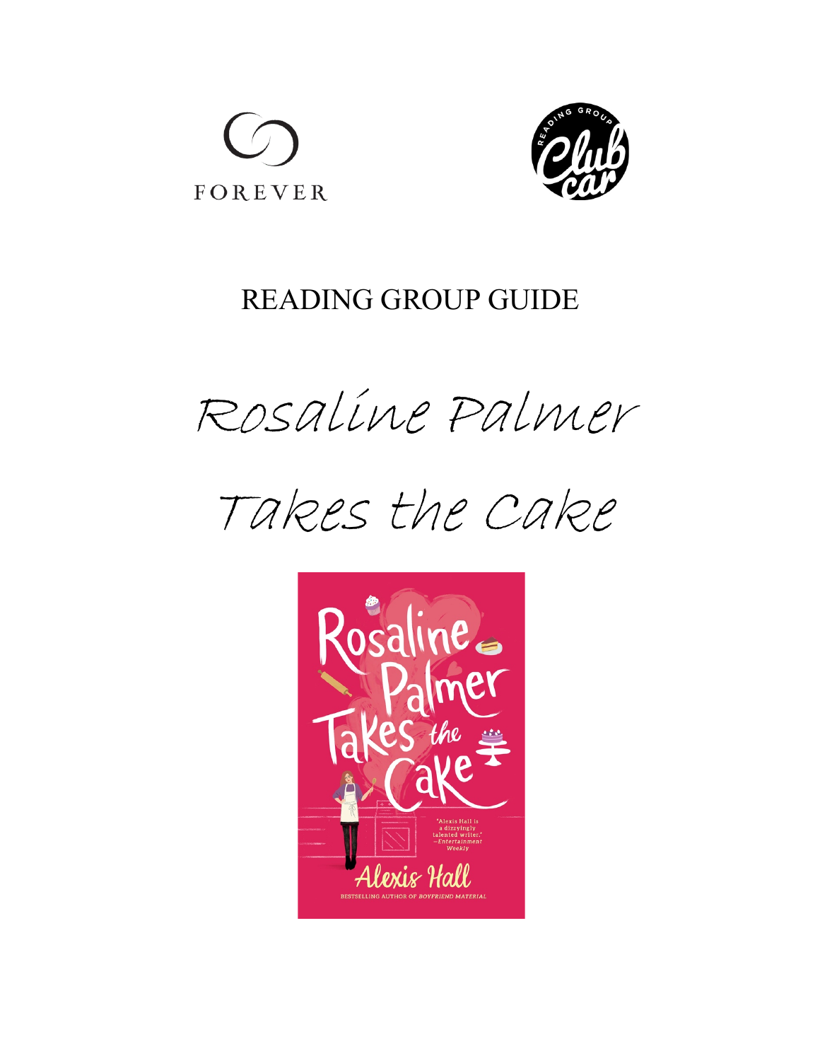FOREVER

READING GROUP CLUB CAR

# READING GROUP GUIDE

# Rosaline Palmer Takes the Cake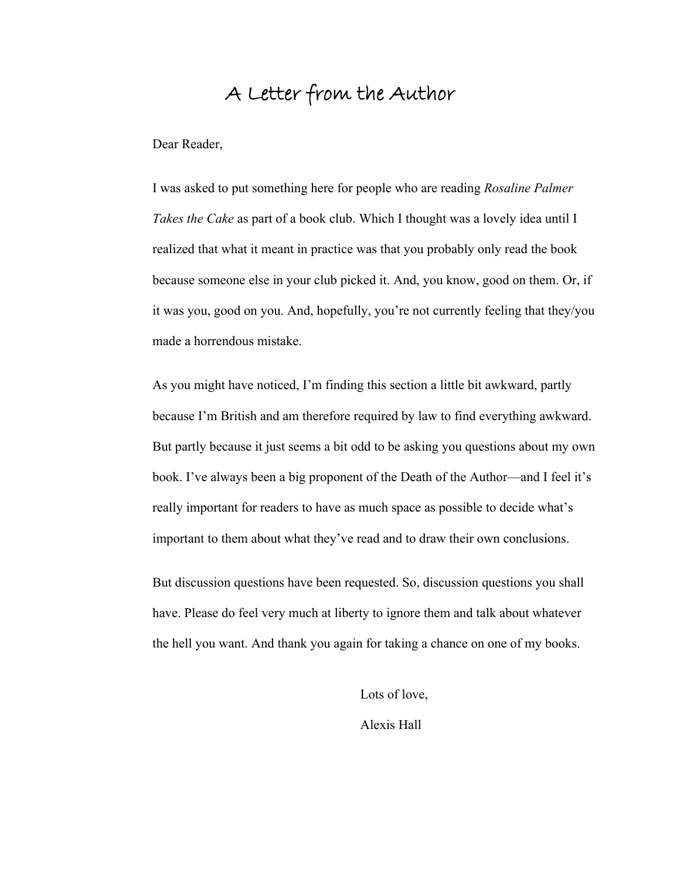# A Letter from the Author

Dear Reader,

I was asked to put something here for people who are reading *Rosaline Palmer Takes the Cake* as part of a book club. Which I thought was a lovely idea until I realized that what it meant in practice was that you probably only read the book because someone else in your club picked it. And, you know, good on them. Or, if it was you, good on you. And, hopefully, you're not currently feeling that they/you made a horrendous mistake.

As you might have noticed, I'm finding this section a little bit awkward, partly because I'm British and am therefore required by law to find everything awkward. But partly because it just seems a bit odd to be asking you questions about my own book. I've always been a big proponent of the Death of the Author—and I feel it's really important for readers to have as much space as possible to decide what's important to them about what they've read and to draw their own conclusions.

But discussion questions have been requested. So, discussion questions you shall have. Please do feel very much at liberty to ignore them and talk about whatever the hell you want. And thank you again for taking a chance on one of my books.

Lots of love,

Alexis Hall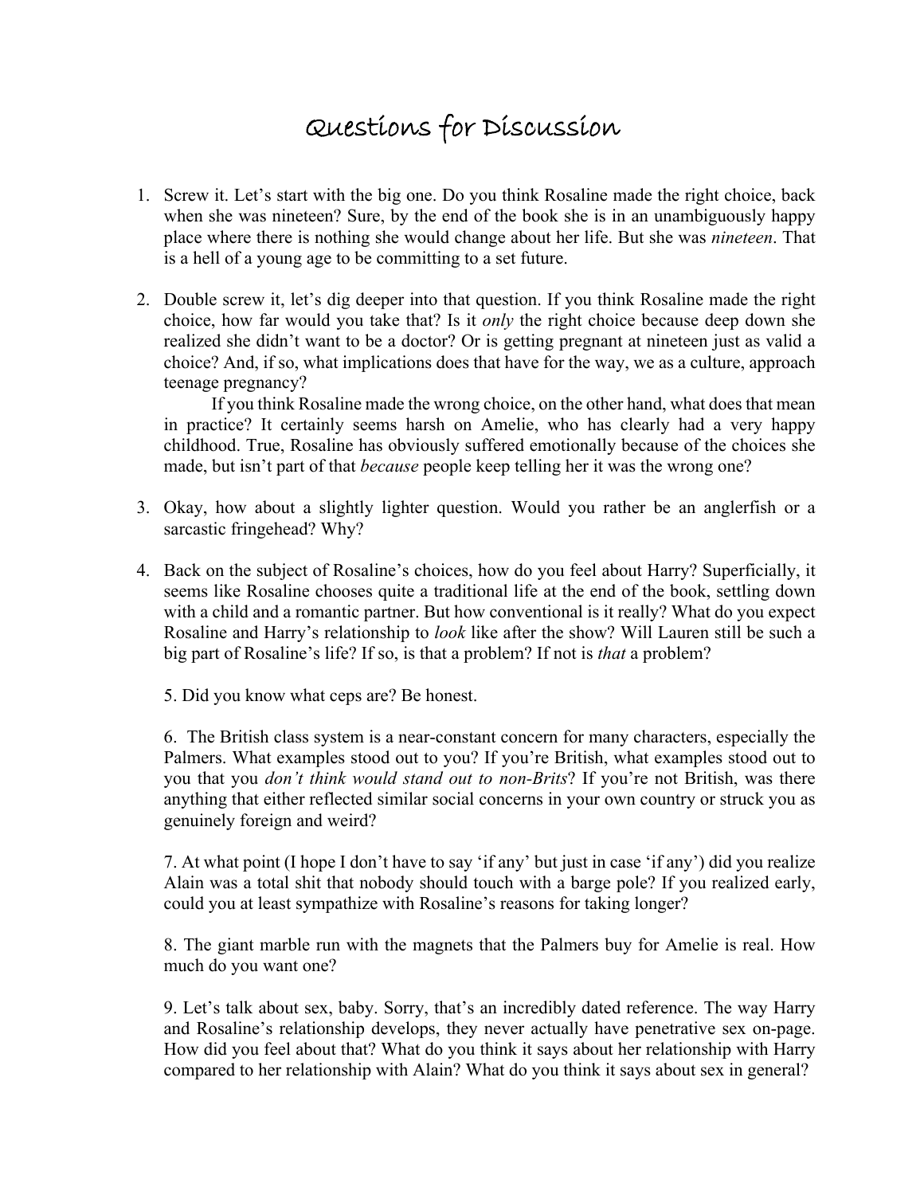# Questions for Discussion

1. Screw it. Let's start with the big one. Do you think Rosaline made the right choice, back when she was nineteen? Sure, by the end of the book she is in an unambiguously happy place where there is nothing she would change about her life. But she was *nineteen*. That is a hell of a young age to be committing to a set future.

2. Double screw it, let's dig deeper into that question. If you think Rosaline made the right choice, how far would you take that? Is it *only* the right choice because deep down she realized she didn't want to be a doctor? Or is getting pregnant at nineteen just as valid a choice? And, if so, what implications does that have for the way, we as a culture, approach teenage pregnancy?

   If you think Rosaline made the wrong choice, on the other hand, what does that mean in practice? It certainly seems harsh on Amelie, who has clearly had a very happy childhood. True, Rosaline has obviously suffered emotionally because of the choices she made, but isn't part of that *because* people keep telling her it was the wrong one?

3. Okay, how about a slightly lighter question. Would you rather be an anglerfish or a sarcastic fringehead? Why?

4. Back on the subject of Rosaline's choices, how do you feel about Harry? Superficially, it seems like Rosaline chooses quite a traditional life at the end of the book, settling down with a child and a romantic partner. But how conventional is it really? What do you expect Rosaline and Harry's relationship to *look* like after the show? Will Lauren still be such a big part of Rosaline's life? If so, is that a problem? If not is *that* a problem?

5. Did you know what ceps are? Be honest.

6. The British class system is a near-constant concern for many characters, especially the Palmers. What examples stood out to you? If you're British, what examples stood out to you that you *don't think would stand out to non-Brits*? If you're not British, was there anything that either reflected similar social concerns in your own country or struck you as genuinely foreign and weird?

7. At what point (I hope I don't have to say 'if any' but just in case 'if any') did you realize Alain was a total shit that nobody should touch with a barge pole? If you realized early, could you at least sympathize with Rosaline's reasons for taking longer?

8. The giant marble run with the magnets that the Palmers buy for Amelie is real. How much do you want one?

9. Let's talk about sex, baby. Sorry, that's an incredibly dated reference. The way Harry and Rosaline's relationship develops, they never actually have penetrative sex on-page. How did you feel about that? What do you think it says about her relationship with Harry compared to her relationship with Alain? What do you think it says about sex in general?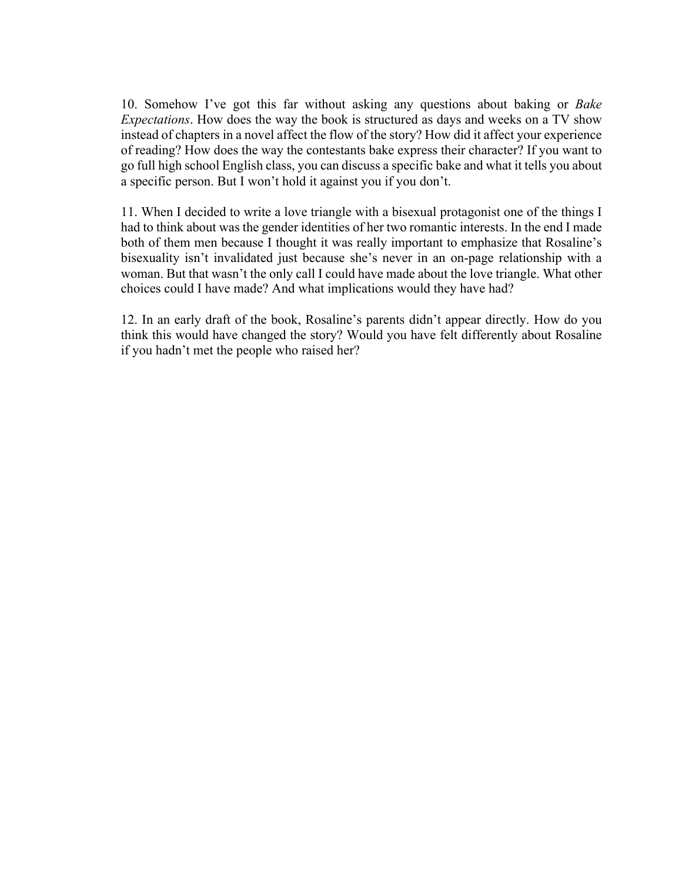10. Somehow I've got this far without asking any questions about baking or *Bake Expectations*. How does the way the book is structured as days and weeks on a TV show instead of chapters in a novel affect the flow of the story? How did it affect your experience of reading? How does the way the contestants bake express their character? If you want to go full high school English class, you can discuss a specific bake and what it tells you about a specific person. But I won't hold it against you if you don't.

11. When I decided to write a love triangle with a bisexual protagonist one of the things I had to think about was the gender identities of her two romantic interests. In the end I made both of them men because I thought it was really important to emphasize that Rosaline's bisexuality isn't invalidated just because she's never in an on-page relationship with a woman. But that wasn't the only call I could have made about the love triangle. What other choices could I have made? And what implications would they have had?

12. In an early draft of the book, Rosaline's parents didn't appear directly. How do you think this would have changed the story? Would you have felt differently about Rosaline if you hadn't met the people who raised her?